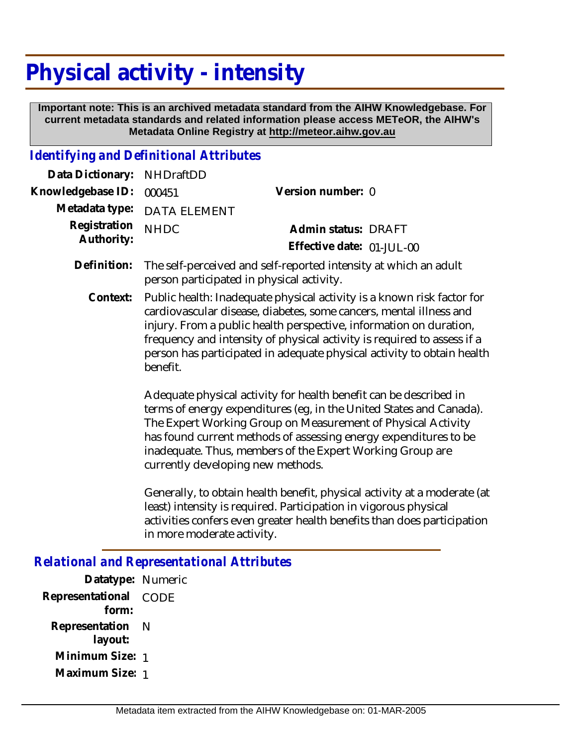# Physical activity - intensity

**Important note: This is an archived metadata standard from the AIHW Knowledgebase. For current metadata standards and related information please access METeOR, the AIHW's Metadata Online Registry at http://meteor.aihw.gov.au**

## *Identifying and Definitional Attributes*

**Data Dictionary:** NHDraftDD

**Knowledgebase ID:** 000451 **Version number:** 0

**Metadata type:** DATA ELEMENT

**Registration Authority:** NHDC **Admin status:** DRAFT

**Effective date:** 01-JUL-00

**Definition:** The self-perceived and self-reported intensity at which an adult person participated in physical activity.

**Context:** Public health: Inadequate physical activity is a known risk factor for cardiovascular disease, diabetes, some cancers, mental illness and injury. From a public health perspective, information on duration, frequency and intensity of physical activity is required to assess if a person has participated in adequate physical activity to obtain health benefit.

Adequate physical activity for health benefit can be described in terms of energy expenditures (eg, in the United States and Canada). The Expert Working Group on Measurement of Physical Activity has found current methods of assessing energy expenditures to be inadequate. Thus, members of the Expert Working Group are currently developing new methods.

Generally, to obtain health benefit, physical activity at a moderate (at least) intensity is required. Participation in vigorous physical activities confers even greater health benefits than does participation in more moderate activity.

## *Relational and Representational Attributes*

**Datatype:** Numeric

**Representational form:** CODE

**Representation layout:** N

**Minimum Size:** 1

**Maximum Size:** 1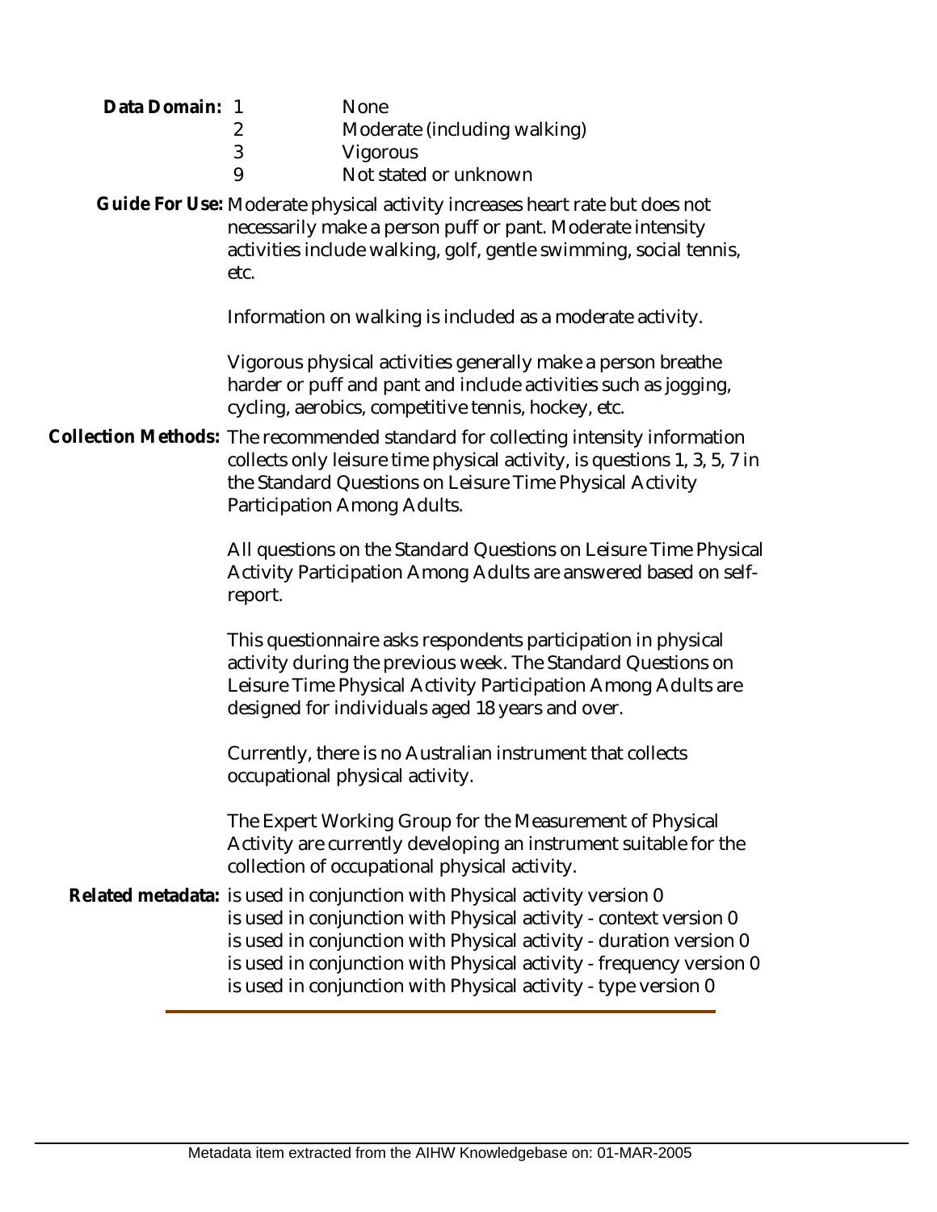**Data Domain:**

| | |
|---|---|
| 1 | None |
| 2 | Moderate (including walking) |
| 3 | Vigorous |
| 9 | Not stated or unknown |

**Guide For Use:** Moderate physical activity increases heart rate but does not necessarily make a person puff or pant. Moderate intensity activities include walking, golf, gentle swimming, social tennis, etc.

Information on walking is included as a moderate activity.

Vigorous physical activities generally make a person breathe harder or puff and pant and include activities such as jogging, cycling, aerobics, competitive tennis, hockey, etc.

**Collection Methods:** The recommended standard for collecting intensity information collects only leisure time physical activity, is questions 1, 3, 5, 7 in the Standard Questions on Leisure Time Physical Activity Participation Among Adults.

All questions on the Standard Questions on Leisure Time Physical Activity Participation Among Adults are answered based on self-report.

This questionnaire asks respondents participation in physical activity during the previous week. The Standard Questions on Leisure Time Physical Activity Participation Among Adults are designed for individuals aged 18 years and over.

Currently, there is no Australian instrument that collects occupational physical activity.

The Expert Working Group for the Measurement of Physical Activity are currently developing an instrument suitable for the collection of occupational physical activity.

**Related metadata:** is used in conjunction with Physical activity version 0
is used in conjunction with Physical activity - context version 0
is used in conjunction with Physical activity - duration version 0
is used in conjunction with Physical activity - frequency version 0
is used in conjunction with Physical activity - type version 0

Metadata item extracted from the AIHW Knowledgebase on: 01-MAR-2005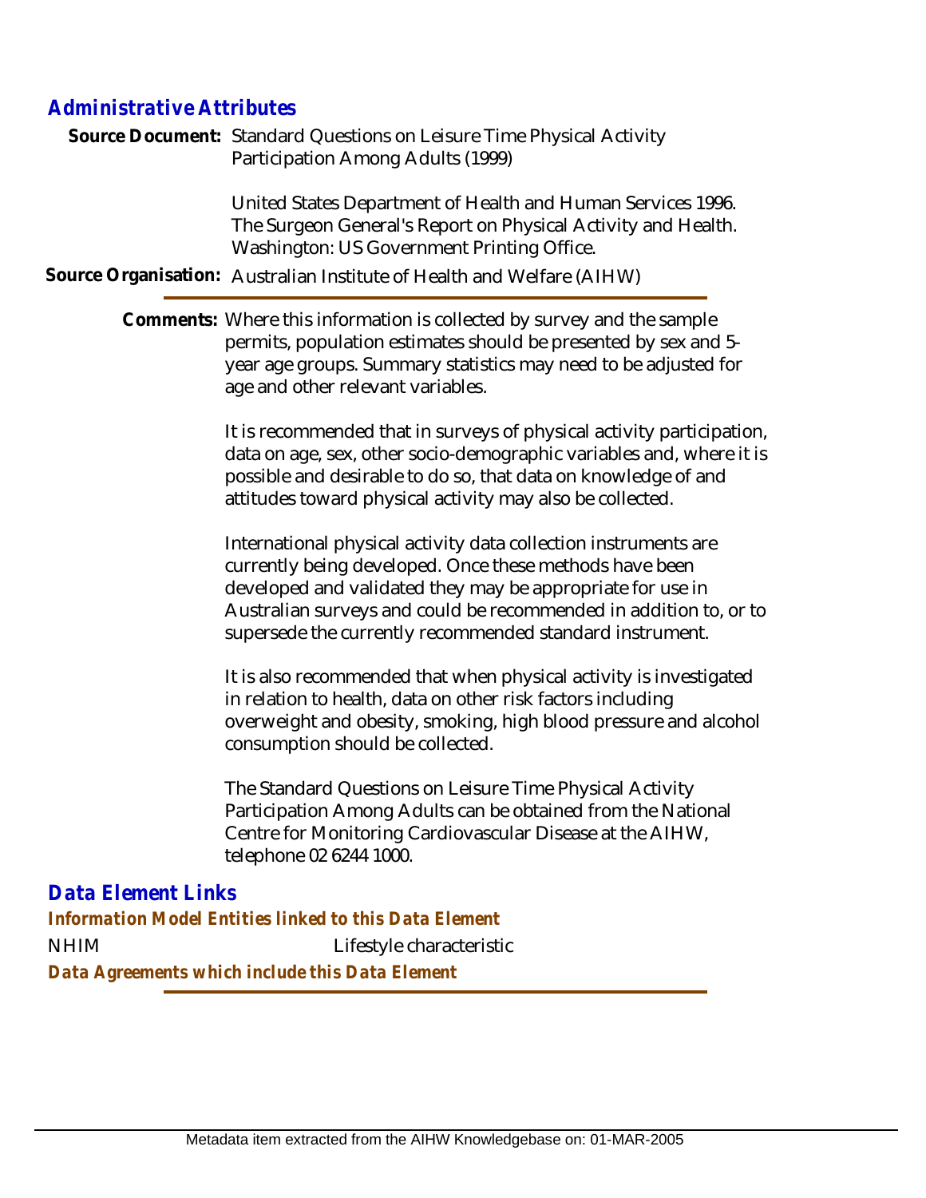## Administrative Attributes

**Source Document:** Standard Questions on Leisure Time Physical Activity Participation Among Adults (1999)

United States Department of Health and Human Services 1996. The Surgeon General's Report on Physical Activity and Health. Washington: US Government Printing Office.

**Source Organisation:** Australian Institute of Health and Welfare (AIHW)

**Comments:** Where this information is collected by survey and the sample permits, population estimates should be presented by sex and 5-year age groups. Summary statistics may need to be adjusted for age and other relevant variables.

It is recommended that in surveys of physical activity participation, data on age, sex, other socio-demographic variables and, where it is possible and desirable to do so, that data on knowledge of and attitudes toward physical activity may also be collected.

International physical activity data collection instruments are currently being developed. Once these methods have been developed and validated they may be appropriate for use in Australian surveys and could be recommended in addition to, or to supersede the currently recommended standard instrument.

It is also recommended that when physical activity is investigated in relation to health, data on other risk factors including overweight and obesity, smoking, high blood pressure and alcohol consumption should be collected.

The Standard Questions on Leisure Time Physical Activity Participation Among Adults can be obtained from the National Centre for Monitoring Cardiovascular Disease at the AIHW, telephone 02 6244 1000.

## Data Element Links

### Information Model Entities linked to this Data Element

NHIM — Lifestyle characteristic

### Data Agreements which include this Data Element

Metadata item extracted from the AIHW Knowledgebase on: 01-MAR-2005